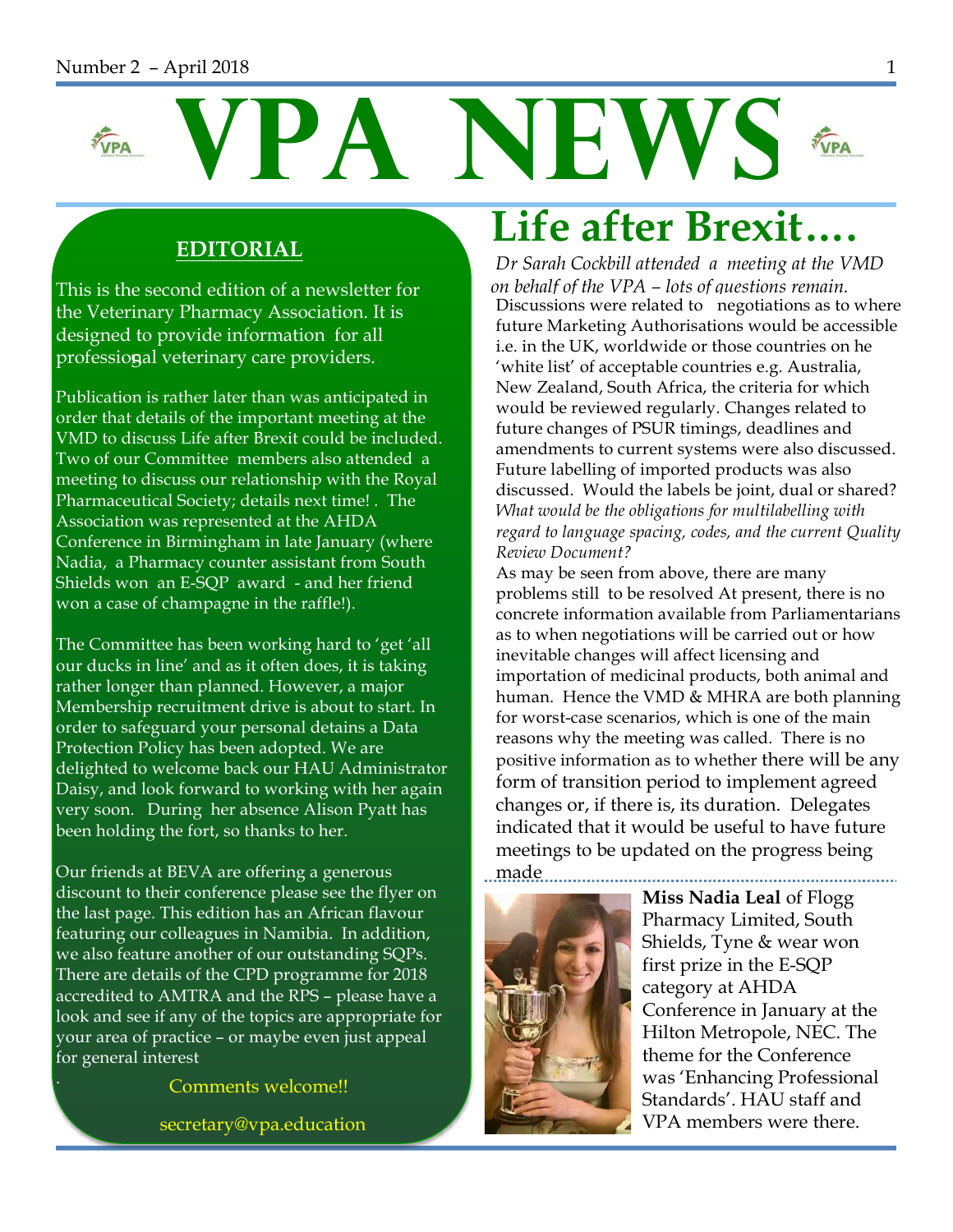# VPA NEWS

## EDITORIAL

This is the second edition of a newsletter for the Veterinary Pharmacy Association. It is designed to provide information for all professional veterinary care providers.

Publication is rather later than was anticipated in order that details of the important meeting at the VMD to discuss Life after Brexit could be included. Two of our Committee members also attended a meeting to discuss our relationship with the Royal Pharmaceutical Society; details next time! . The Association was represented at the AHDA Conference in Birmingham in late January (where Nadia, a Pharmacy counter assistant from South Shields won an E-SQP award - and her friend won a case of champagne in the raffle!).

The Committee has been working hard to 'get 'all our ducks in line' and as it often does, it is taking rather longer than planned. However, a major Membership recruitment drive is about to start. In order to safeguard your personal detains a Data Protection Policy has been adopted. We are delighted to welcome back our HAU Administrator Daisy, and look forward to working with her again very soon. During her absence Alison Pyatt has been holding the fort, so thanks to her.

Our friends at BEVA are offering a generous discount to their conference please see the flyer on the last page. This edition has an African flavour featuring our colleagues in Namibia. In addition, we also feature another of our outstanding SQPs. There are details of the CPD programme for 2018 accredited to AMTRA and the RPS – please have a look and see if any of the topics are appropriate for your area of practice – or maybe even just appeal for general interest

Comments welcome!!

secretary@vpa.education

# Life after Brexit….

*Dr Sarah Cockbill attended a meeting at the VMD on behalf of the VPA – lots of questions remain.*

Discussions were related to negotiations as to where future Marketing Authorisations would be accessible i.e. in the UK, worldwide or those countries on he 'white list' of acceptable countries e.g. Australia, New Zealand, South Africa, the criteria for which would be reviewed regularly. Changes related to future changes of PSUR timings, deadlines and amendments to current systems were also discussed. Future labelling of imported products was also discussed. Would the labels be joint, dual or shared? *What would be the obligations for multilabelling with regard to language spacing, codes, and the current Quality Review Document?*

As may be seen from above, there are many problems still to be resolved At present, there is no concrete information available from Parliamentarians as to when negotiations will be carried out or how inevitable changes will affect licensing and importation of medicinal products, both animal and human. Hence the VMD & MHRA are both planning for worst-case scenarios, which is one of the main reasons why the meeting was called. There is no positive information as to whether there will be any form of transition period to implement agreed changes or, if there is, its duration. Delegates indicated that it would be useful to have future meetings to be updated on the progress being made

**Miss Nadia Leal** of Flogg Pharmacy Limited, South Shields, Tyne & wear won first prize in the E-SQP category at AHDA Conference in January at the Hilton Metropole, NEC. The theme for the Conference was 'Enhancing Professional Standards'. HAU staff and VPA members were there.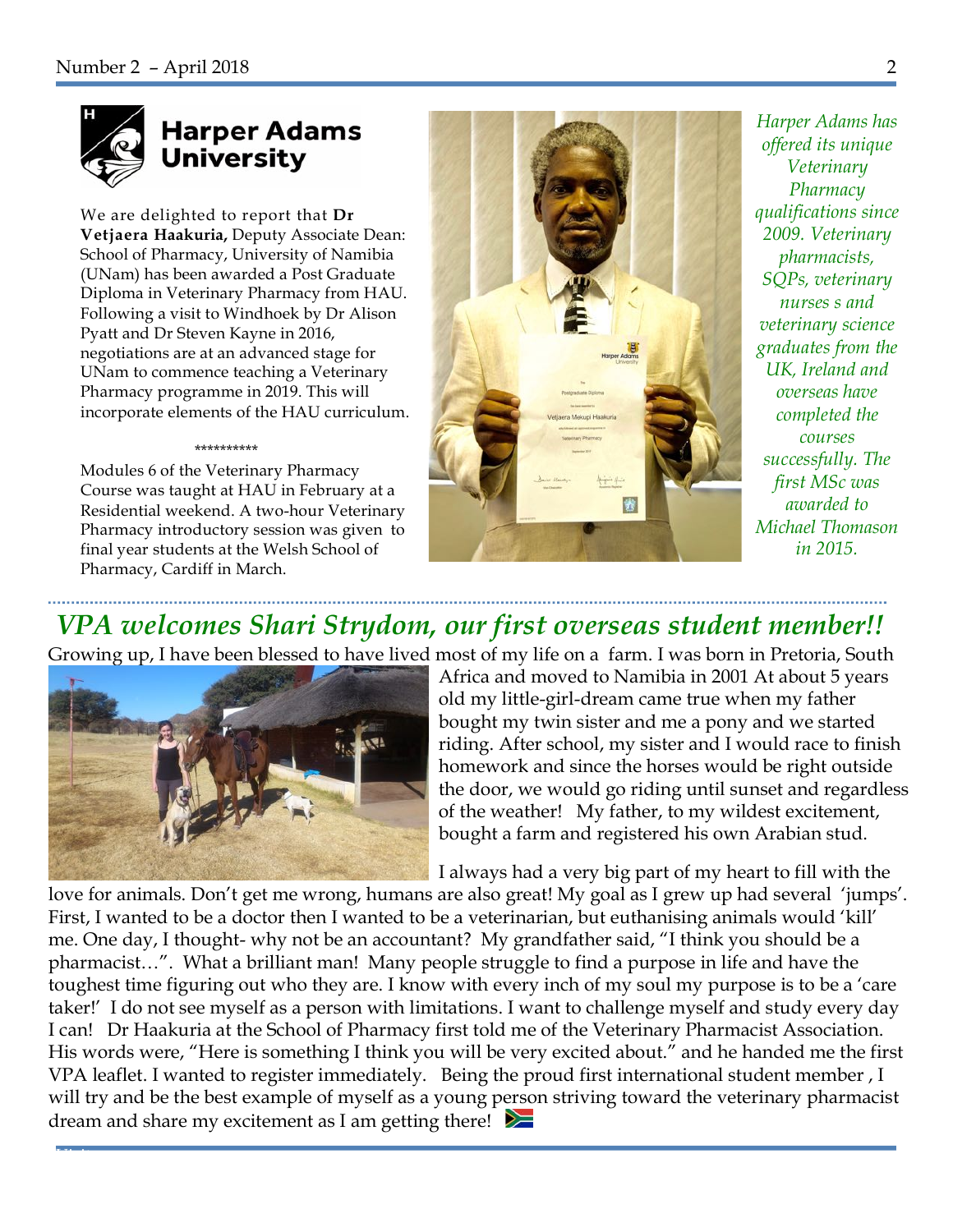**Harper Adams University**

We are delighted to report that **Dr Vetjaera Haakuria,** Deputy Associate Dean: School of Pharmacy, University of Namibia (UNam) has been awarded a Post Graduate Diploma in Veterinary Pharmacy from HAU. Following a visit to Windhoek by Dr Alison Pyatt and Dr Steven Kayne in 2016, negotiations are at an advanced stage for UNam to commence teaching a Veterinary Pharmacy programme in 2019. This will incorporate elements of the HAU curriculum.

**********

Modules 6 of the Veterinary Pharmacy Course was taught at HAU in February at a Residential weekend. A two-hour Veterinary Pharmacy introductory session was given to final year students at the Welsh School of Pharmacy, Cardiff in March.

*Harper Adams has offered its unique Veterinary Pharmacy qualifications since 2009. Veterinary pharmacists, SQPs, veterinary nurses s and veterinary science graduates from the UK, Ireland and overseas have completed the courses successfully. The first MSc was awarded to Michael Thomason in 2015.*

## *VPA welcomes Shari Strydom, our first overseas student member!!*

Growing up, I have been blessed to have lived most of my life on a farm. I was born in Pretoria, South Africa and moved to Namibia in 2001 At about 5 years old my little-girl-dream came true when my father bought my twin sister and me a pony and we started riding. After school, my sister and I would race to finish homework and since the horses would be right outside the door, we would go riding until sunset and regardless of the weather! My father, to my wildest excitement, bought a farm and registered his own Arabian stud.

I always had a very big part of my heart to fill with the love for animals. Don't get me wrong, humans are also great! My goal as I grew up had several 'jumps'. First, I wanted to be a doctor then I wanted to be a veterinarian, but euthanising animals would 'kill' me. One day, I thought- why not be an accountant? My grandfather said, "I think you should be a pharmacist…". What a brilliant man! Many people struggle to find a purpose in life and have the toughest time figuring out who they are. I know with every inch of my soul my purpose is to be a 'care taker!' I do not see myself as a person with limitations. I want to challenge myself and study every day I can! Dr Haakuria at the School of Pharmacy first told me of the Veterinary Pharmacist Association. His words were, "Here is something I think you will be very excited about." and he handed me the first VPA leaflet. I wanted to register immediately. Being the proud first international student member , I will try and be the best example of myself as a young person striving toward the veterinary pharmacist dream and share my excitement as I am getting there!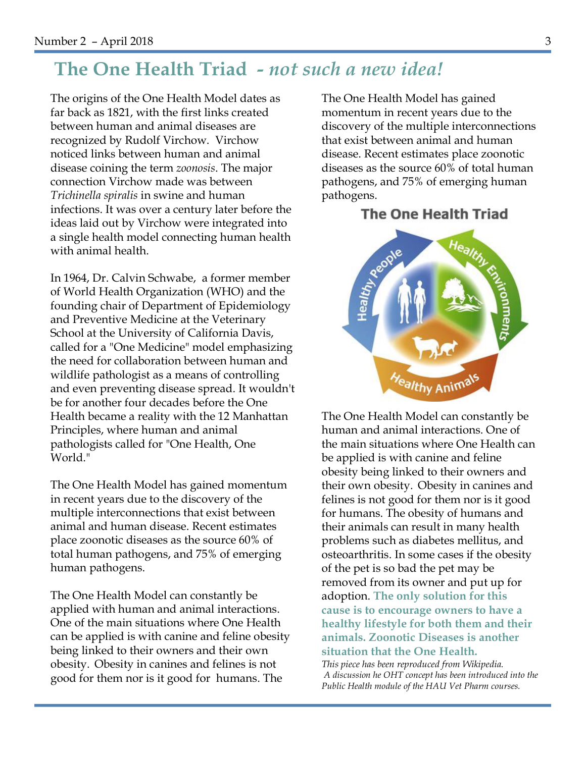# The One Health Triad *- not such a new idea!*

The origins of the One Health Model dates as far back as 1821, with the first links created between human and animal diseases are recognized by Rudolf Virchow. Virchow noticed links between human and animal disease coining the term *zoonosis*. The major connection Virchow made was between *Trichinella spiralis* in swine and human infections. It was over a century later before the ideas laid out by Virchow were integrated into a single health model connecting human health with animal health.

In 1964, Dr. Calvin Schwabe, a former member of World Health Organization (WHO) and the founding chair of Department of Epidemiology and Preventive Medicine at the Veterinary School at the University of California Davis, called for a "One Medicine" model emphasizing the need for collaboration between human and wildlife pathologist as a means of controlling and even preventing disease spread. It wouldn't be for another four decades before the One Health became a reality with the 12 Manhattan Principles, where human and animal pathologists called for "One Health, One World."

The One Health Model has gained momentum in recent years due to the discovery of the multiple interconnections that exist between animal and human disease. Recent estimates place zoonotic diseases as the source 60% of total human pathogens, and 75% of emerging human pathogens.

The One Health Model can constantly be applied with human and animal interactions. One of the main situations where One Health can be applied is with canine and feline obesity being linked to their owners and their own obesity. Obesity in canines and felines is not good for them nor is it good for humans. The

The One Health Model has gained momentum in recent years due to the discovery of the multiple interconnections that exist between animal and human disease. Recent estimates place zoonotic diseases as the source 60% of total human pathogens, and 75% of emerging human pathogens.

**The One Health Triad**

Healthy People — Healthy Environments — Healthy Animals

The One Health Model can constantly be human and animal interactions. One of the main situations where One Health can be applied is with canine and feline obesity being linked to their owners and their own obesity. Obesity in canines and felines is not good for them nor is it good for humans. The obesity of humans and their animals can result in many health problems such as diabetes mellitus, and osteoarthritis. In some cases if the obesity of the pet is so bad the pet may be removed from its owner and put up for adoption. **The only solution for this cause is to encourage owners to have a healthy lifestyle for both them and their animals. Zoonotic Diseases is another situation that the One Health.**

*This piece has been reproduced from Wikipedia.*
*A discussion he OHT concept has been introduced into the Public Health module of the HAU Vet Pharm courses.*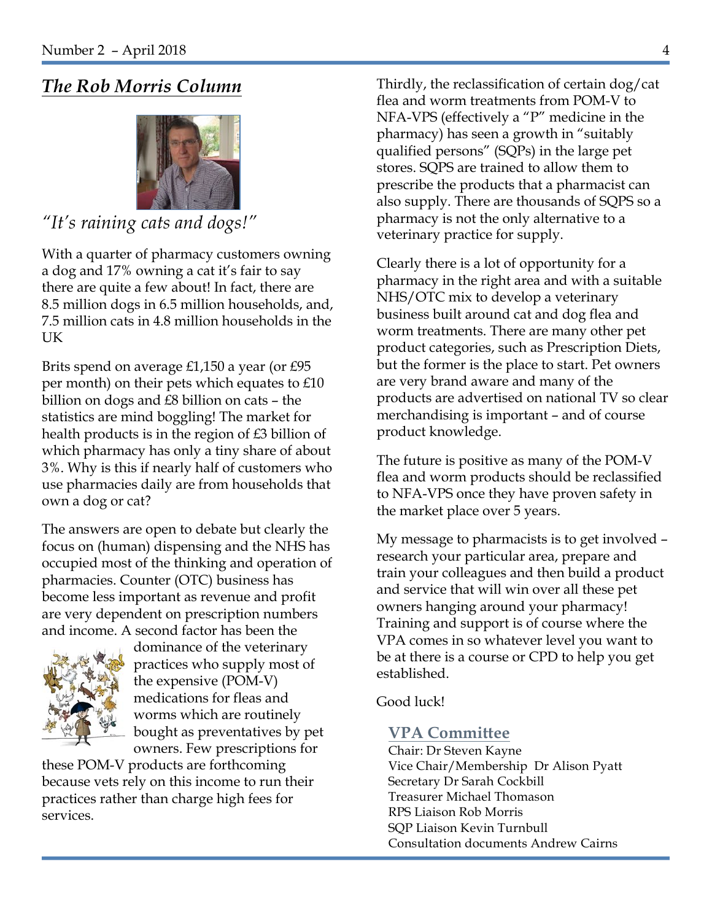## *The Rob Morris Column*

*"It's raining cats and dogs!"*

With a quarter of pharmacy customers owning a dog and 17% owning a cat it's fair to say there are quite a few about! In fact, there are 8.5 million dogs in 6.5 million households, and, 7.5 million cats in 4.8 million households in the UK

Brits spend on average £1,150 a year (or £95 per month) on their pets which equates to £10 billion on dogs and £8 billion on cats – the statistics are mind boggling! The market for health products is in the region of £3 billion of which pharmacy has only a tiny share of about 3%. Why is this if nearly half of customers who use pharmacies daily are from households that own a dog or cat?

The answers are open to debate but clearly the focus on (human) dispensing and the NHS has occupied most of the thinking and operation of pharmacies. Counter (OTC) business has become less important as revenue and profit are very dependent on prescription numbers and income. A second factor has been the dominance of the veterinary practices who supply most of the expensive (POM-V) medications for fleas and worms which are routinely bought as preventatives by pet owners. Few prescriptions for these POM-V products are forthcoming because vets rely on this income to run their practices rather than charge high fees for services.

Thirdly, the reclassification of certain dog/cat flea and worm treatments from POM-V to NFA-VPS (effectively a "P" medicine in the pharmacy) has seen a growth in "suitably qualified persons" (SQPs) in the large pet stores. SQPS are trained to allow them to prescribe the products that a pharmacist can also supply. There are thousands of SQPS so a pharmacy is not the only alternative to a veterinary practice for supply.

Clearly there is a lot of opportunity for a pharmacy in the right area and with a suitable NHS/OTC mix to develop a veterinary business built around cat and dog flea and worm treatments. There are many other pet product categories, such as Prescription Diets, but the former is the place to start. Pet owners are very brand aware and many of the products are advertised on national TV so clear merchandising is important – and of course product knowledge.

The future is positive as many of the POM-V flea and worm products should be reclassified to NFA-VPS once they have proven safety in the market place over 5 years.

My message to pharmacists is to get involved – research your particular area, prepare and train your colleagues and then build a product and service that will win over all these pet owners hanging around your pharmacy! Training and support is of course where the VPA comes in so whatever level you want to be at there is a course or CPD to help you get established.

Good luck!

## VPA Committee

Chair: Dr Steven Kayne
Vice Chair/Membership Dr Alison Pyatt
Secretary Dr Sarah Cockbill
Treasurer Michael Thomason
RPS Liaison Rob Morris
SQP Liaison Kevin Turnbull
Consultation documents Andrew Cairns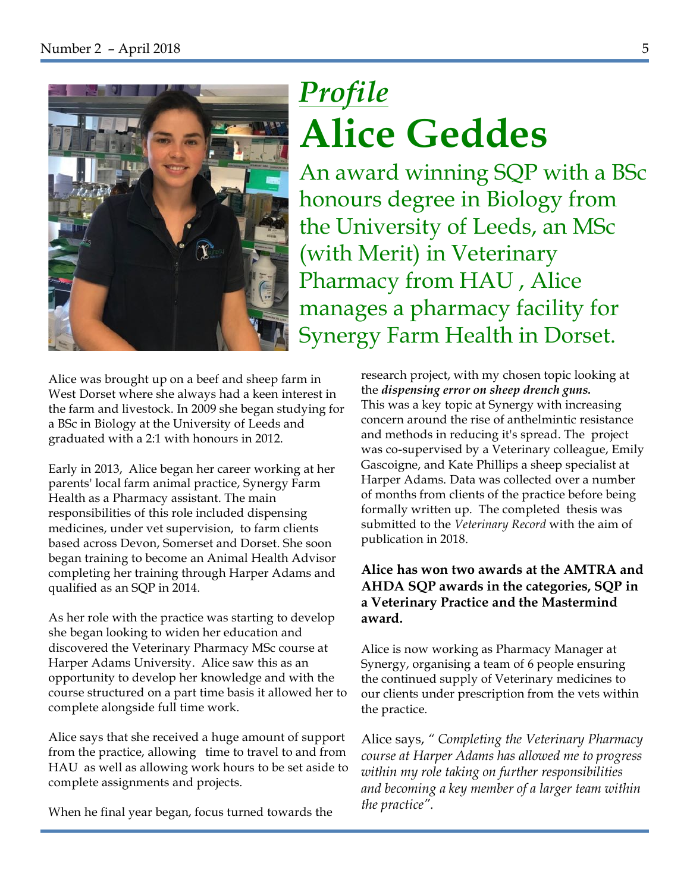## *Profile*

# Alice Geddes

An award winning SQP with a BSc honours degree in Biology from the University of Leeds, an MSc (with Merit) in Veterinary Pharmacy from HAU , Alice manages a pharmacy facility for Synergy Farm Health in Dorset.

Alice was brought up on a beef and sheep farm in West Dorset where she always had a keen interest in the farm and livestock. In 2009 she began studying for a BSc in Biology at the University of Leeds and graduated with a 2:1 with honours in 2012.

Early in 2013, Alice began her career working at her parents' local farm animal practice, Synergy Farm Health as a Pharmacy assistant. The main responsibilities of this role included dispensing medicines, under vet supervision, to farm clients based across Devon, Somerset and Dorset. She soon began training to become an Animal Health Advisor completing her training through Harper Adams and qualified as an SQP in 2014.

As her role with the practice was starting to develop she began looking to widen her education and discovered the Veterinary Pharmacy MSc course at Harper Adams University. Alice saw this as an opportunity to develop her knowledge and with the course structured on a part time basis it allowed her to complete alongside full time work.

Alice says that she received a huge amount of support from the practice, allowing time to travel to and from HAU as well as allowing work hours to be set aside to complete assignments and projects.

When he final year began, focus turned towards the research project, with my chosen topic looking at the ***dispensing error on sheep drench guns.*** This was a key topic at Synergy with increasing concern around the rise of anthelmintic resistance and methods in reducing it's spread. The project was co-supervised by a Veterinary colleague, Emily Gascoigne, and Kate Phillips a sheep specialist at Harper Adams. Data was collected over a number of months from clients of the practice before being formally written up. The completed thesis was submitted to the *Veterinary Record* with the aim of publication in 2018.

**Alice has won two awards at the AMTRA and AHDA SQP awards in the categories, SQP in a Veterinary Practice and the Mastermind award.**

Alice is now working as Pharmacy Manager at Synergy, organising a team of 6 people ensuring the continued supply of Veterinary medicines to our clients under prescription from the vets within the practice.

Alice says, " *Completing the Veterinary Pharmacy course at Harper Adams has allowed me to progress within my role taking on further responsibilities and becoming a key member of a larger team within the practice".*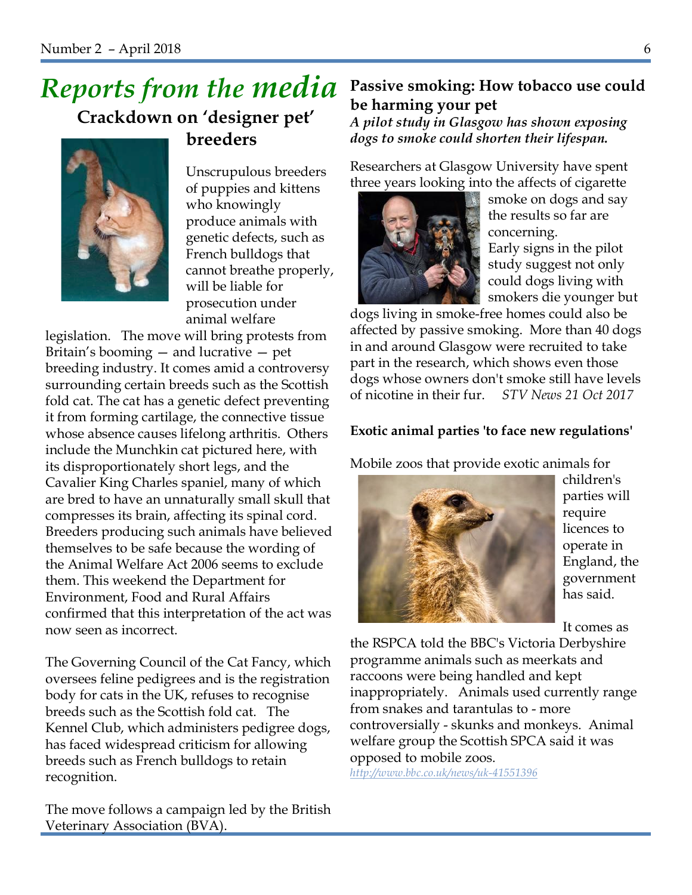# Reports from the media

## Crackdown on 'designer pet' breeders

Unscrupulous breeders of puppies and kittens who knowingly produce animals with genetic defects, such as French bulldogs that cannot breathe properly, will be liable for prosecution under animal welfare legislation. The move will bring protests from Britain's booming — and lucrative — pet breeding industry. It comes amid a controversy surrounding certain breeds such as the Scottish fold cat. The cat has a genetic defect preventing it from forming cartilage, the connective tissue whose absence causes lifelong arthritis. Others include the Munchkin cat pictured here, with its disproportionately short legs, and the Cavalier King Charles spaniel, many of which are bred to have an unnaturally small skull that compresses its brain, affecting its spinal cord. Breeders producing such animals have believed themselves to be safe because the wording of the Animal Welfare Act 2006 seems to exclude them. This weekend the Department for Environment, Food and Rural Affairs confirmed that this interpretation of the act was now seen as incorrect.

The Governing Council of the Cat Fancy, which oversees feline pedigrees and is the registration body for cats in the UK, refuses to recognise breeds such as the Scottish fold cat. The Kennel Club, which administers pedigree dogs, has faced widespread criticism for allowing breeds such as French bulldogs to retain recognition.

The move follows a campaign led by the British Veterinary Association (BVA).

## Passive smoking: How tobacco use could be harming your pet

***A pilot study in Glasgow has shown exposing dogs to smoke could shorten their lifespan.***

Researchers at Glasgow University have spent three years looking into the affects of cigarette smoke on dogs and say the results so far are concerning.

Early signs in the pilot study suggest not only could dogs living with smokers die younger but dogs living in smoke-free homes could also be affected by passive smoking. More than 40 dogs in and around Glasgow were recruited to take part in the research, which shows even those dogs whose owners don't smoke still have levels of nicotine in their fur. *STV News 21 Oct 2017*

### Exotic animal parties 'to face new regulations'

Mobile zoos that provide exotic animals for children's parties will require licences to operate in England, the government has said.

It comes as the RSPCA told the BBC's Victoria Derbyshire programme animals such as meerkats and raccoons were being handled and kept inappropriately. Animals used currently range from snakes and tarantulas to - more controversially - skunks and monkeys. Animal welfare group the Scottish SPCA said it was opposed to mobile zoos.

*http://www.bbc.co.uk/news/uk-41551396*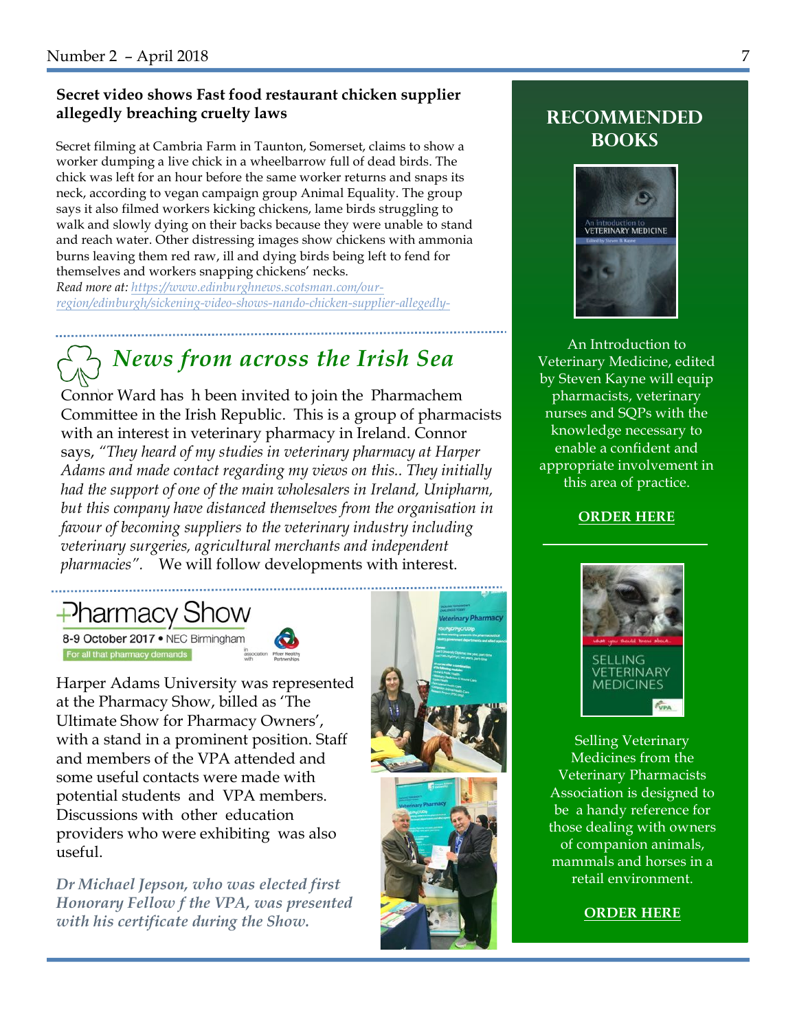### Secret video shows Fast food restaurant chicken supplier allegedly breaching cruelty laws

Secret filming at Cambria Farm in Taunton, Somerset, claims to show a worker dumping a live chick in a wheelbarrow full of dead birds. The chick was left for an hour before the same worker returns and snaps its neck, according to vegan campaign group Animal Equality. The group says it also filmed workers kicking chickens, lame birds struggling to walk and slowly dying on their backs because they were unable to stand and reach water. Other distressing images show chickens with ammonia burns leaving them red raw, ill and dying birds being left to fend for themselves and workers snapping chickens' necks.

*Read more at:* https://www.edinburghnews.scotsman.com/our-region/edinburgh/sickening-video-shows-nando-chicken-supplier-allegedly-

## *News from across the Irish Sea*

Connor Ward has h been invited to join the Pharmachem Committee in the Irish Republic. This is a group of pharmacists with an interest in veterinary pharmacy in Ireland. Connor says, *"They heard of my studies in veterinary pharmacy at Harper Adams and made contact regarding my views on this.. They initially had the support of one of the main wholesalers in Ireland, Unipharm, but this company have distanced themselves from the organisation in favour of becoming suppliers to the veterinary industry including veterinary surgeries, agricultural merchants and independent pharmacies".* We will follow developments with interest.

## Pharmacy Show

8-9 October 2017 • NEC Birmingham

For all that pharmacy demands

Harper Adams University was represented at the Pharmacy Show, billed as 'The Ultimate Show for Pharmacy Owners', with a stand in a prominent position. Staff and members of the VPA attended and some useful contacts were made with potential students and VPA members. Discussions with other education providers who were exhibiting was also useful.

*Dr Michael Jepson, who was elected first Honorary Fellow f the VPA, was presented with his certificate during the Show.*

## RECOMMENDED BOOKS

An Introduction to Veterinary Medicine, edited by Steven Kayne will equip pharmacists, veterinary nurses and SQPs with the knowledge necessary to enable a confident and appropriate involvement in this area of practice.

**ORDER HERE**

Selling Veterinary Medicines from the Veterinary Pharmacists Association is designed to be a handy reference for those dealing with owners of companion animals, mammals and horses in a retail environment.

**ORDER HERE**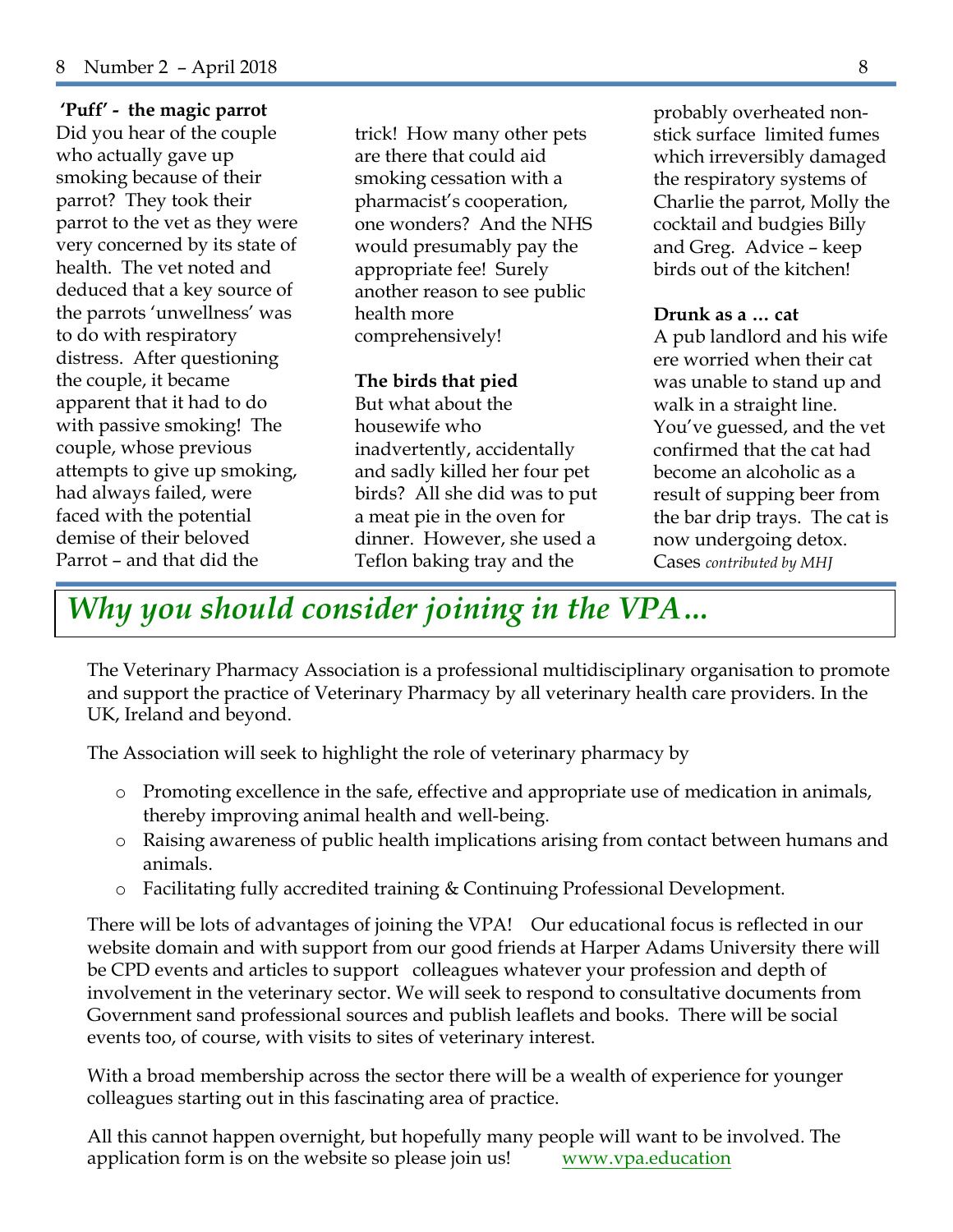**'Puff' - the magic parrot**

Did you hear of the couple who actually gave up smoking because of their parrot? They took their parrot to the vet as they were very concerned by its state of health. The vet noted and deduced that a key source of the parrots 'unwellness' was to do with respiratory distress. After questioning the couple, it became apparent that it had to do with passive smoking! The couple, whose previous attempts to give up smoking, had always failed, were faced with the potential demise of their beloved Parrot – and that did the trick! How many other pets are there that could aid smoking cessation with a pharmacist's cooperation, one wonders? And the NHS would presumably pay the appropriate fee! Surely another reason to see public health more comprehensively!

**The birds that pied**

But what about the housewife who inadvertently, accidentally and sadly killed her four pet birds? All she did was to put a meat pie in the oven for dinner. However, she used a Teflon baking tray and the probably overheated non-stick surface limited fumes which irreversibly damaged the respiratory systems of Charlie the parrot, Molly the cocktail and budgies Billy and Greg. Advice – keep birds out of the kitchen!

**Drunk as a … cat**

A pub landlord and his wife ere worried when their cat was unable to stand up and walk in a straight line. You've guessed, and the vet confirmed that the cat had become an alcoholic as a result of supping beer from the bar drip trays. The cat is now undergoing detox. Cases *contributed by MHJ*

# *Why you should consider joining in the VPA…*

The Veterinary Pharmacy Association is a professional multidisciplinary organisation to promote and support the practice of Veterinary Pharmacy by all veterinary health care providers. In the UK, Ireland and beyond.

The Association will seek to highlight the role of veterinary pharmacy by

- Promoting excellence in the safe, effective and appropriate use of medication in animals, thereby improving animal health and well-being.
- Raising awareness of public health implications arising from contact between humans and animals.
- Facilitating fully accredited training & Continuing Professional Development.

There will be lots of advantages of joining the VPA! Our educational focus is reflected in our website domain and with support from our good friends at Harper Adams University there will be CPD events and articles to support colleagues whatever your profession and depth of involvement in the veterinary sector. We will seek to respond to consultative documents from Government sand professional sources and publish leaflets and books. There will be social events too, of course, with visits to sites of veterinary interest.

With a broad membership across the sector there will be a wealth of experience for younger colleagues starting out in this fascinating area of practice.

All this cannot happen overnight, but hopefully many people will want to be involved. The application form is on the website so please join us! www.vpa.education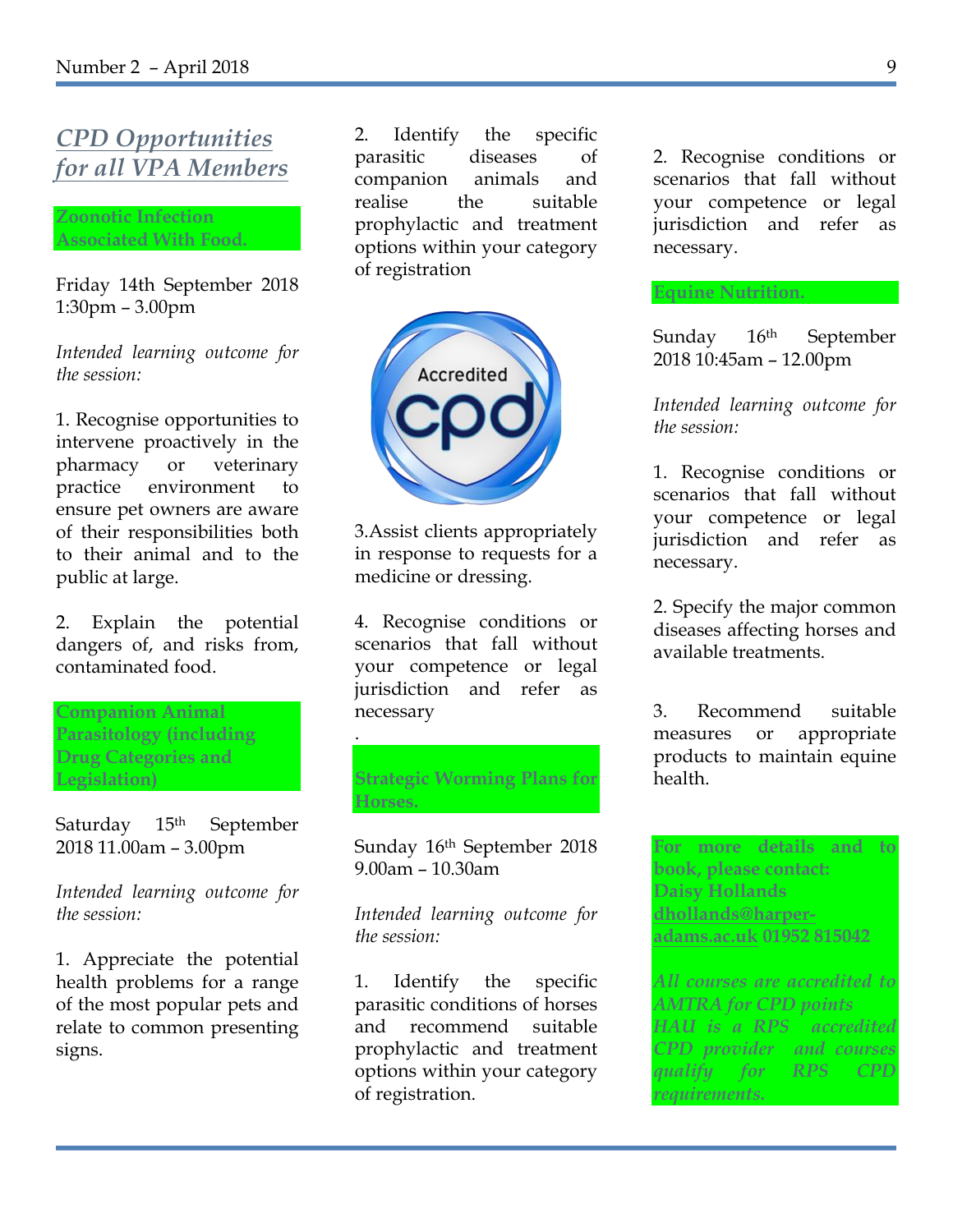## *CPD Opportunities for all VPA Members*

### Zoonotic Infection Associated With Food.

Friday 14th September 2018 1:30pm – 3.00pm

*Intended learning outcome for the session:*

1. Recognise opportunities to intervene proactively in the pharmacy or veterinary practice environment to ensure pet owners are aware of their responsibilities both to their animal and to the public at large.

2. Explain the potential dangers of, and risks from, contaminated food.

### Companion Animal Parasitology (including Drug Categories and Legislation)

Saturday 15th September 2018 11.00am – 3.00pm

*Intended learning outcome for the session:*

1. Appreciate the potential health problems for a range of the most popular pets and relate to common presenting signs.

2. Identify the specific parasitic diseases of companion animals and realise the suitable prophylactic and treatment options within your category of registration

3.Assist clients appropriately in response to requests for a medicine or dressing.

4. Recognise conditions or scenarios that fall without your competence or legal jurisdiction and refer as necessary

.

### Strategic Worming Plans for Horses.

Sunday 16th September 2018 9.00am – 10.30am

*Intended learning outcome for the session:*

1. Identify the specific parasitic conditions of horses and recommend suitable prophylactic and treatment options within your category of registration.

2. Recognise conditions or scenarios that fall without your competence or legal jurisdiction and refer as necessary.

### Equine Nutrition.

Sunday 16th September 2018 10:45am – 12.00pm

*Intended learning outcome for the session:*

1. Recognise conditions or scenarios that fall without your competence or legal jurisdiction and refer as necessary.

2. Specify the major common diseases affecting horses and available treatments.

3. Recommend suitable measures or appropriate products to maintain equine health.

**For more details and to book, please contact: Daisy Hollands dhollands@harper-adams.ac.uk 01952 815042**

***All courses are accredited to AMTRA for CPD points HAU is a RPS accredited CPD provider and courses qualify for RPS CPD requirements.***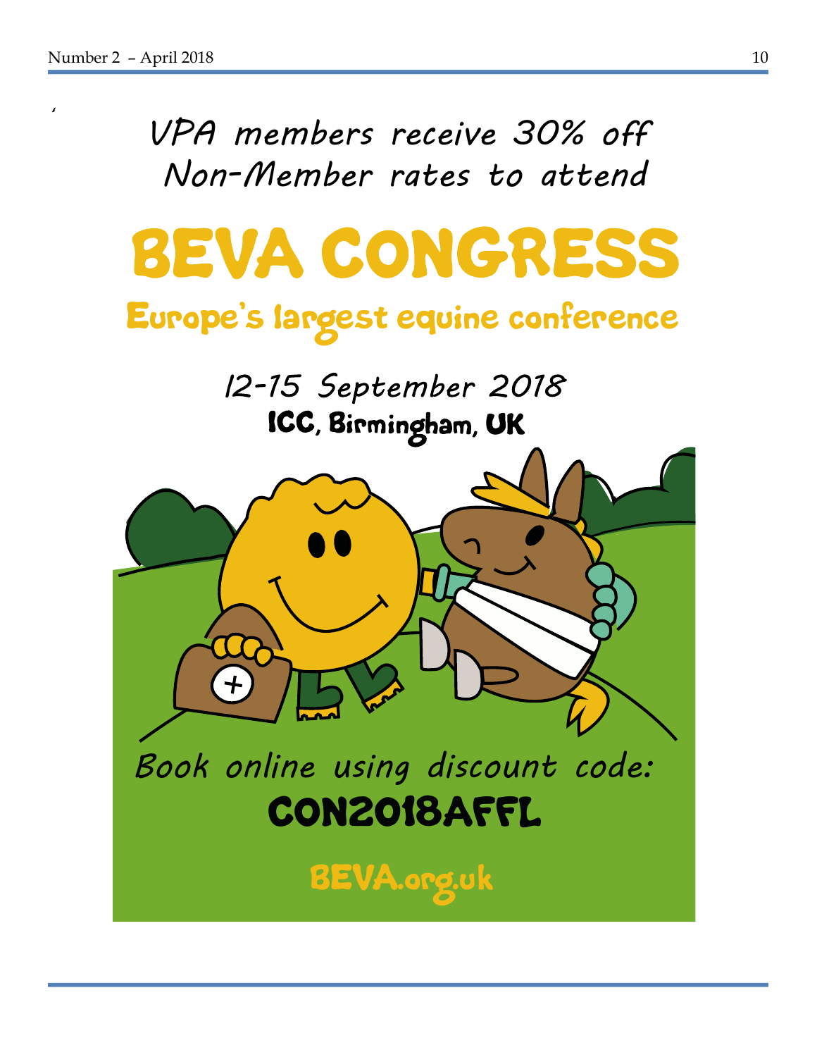VPA members receive 30% off Non-Member rates to attend

# BEVA CONGRESS

## Europe's largest equine conference

12-15 September 2018

**ICC, Birmingham, UK**

Book online using discount code:

**CON2018AFFL**

BEVA.org.uk